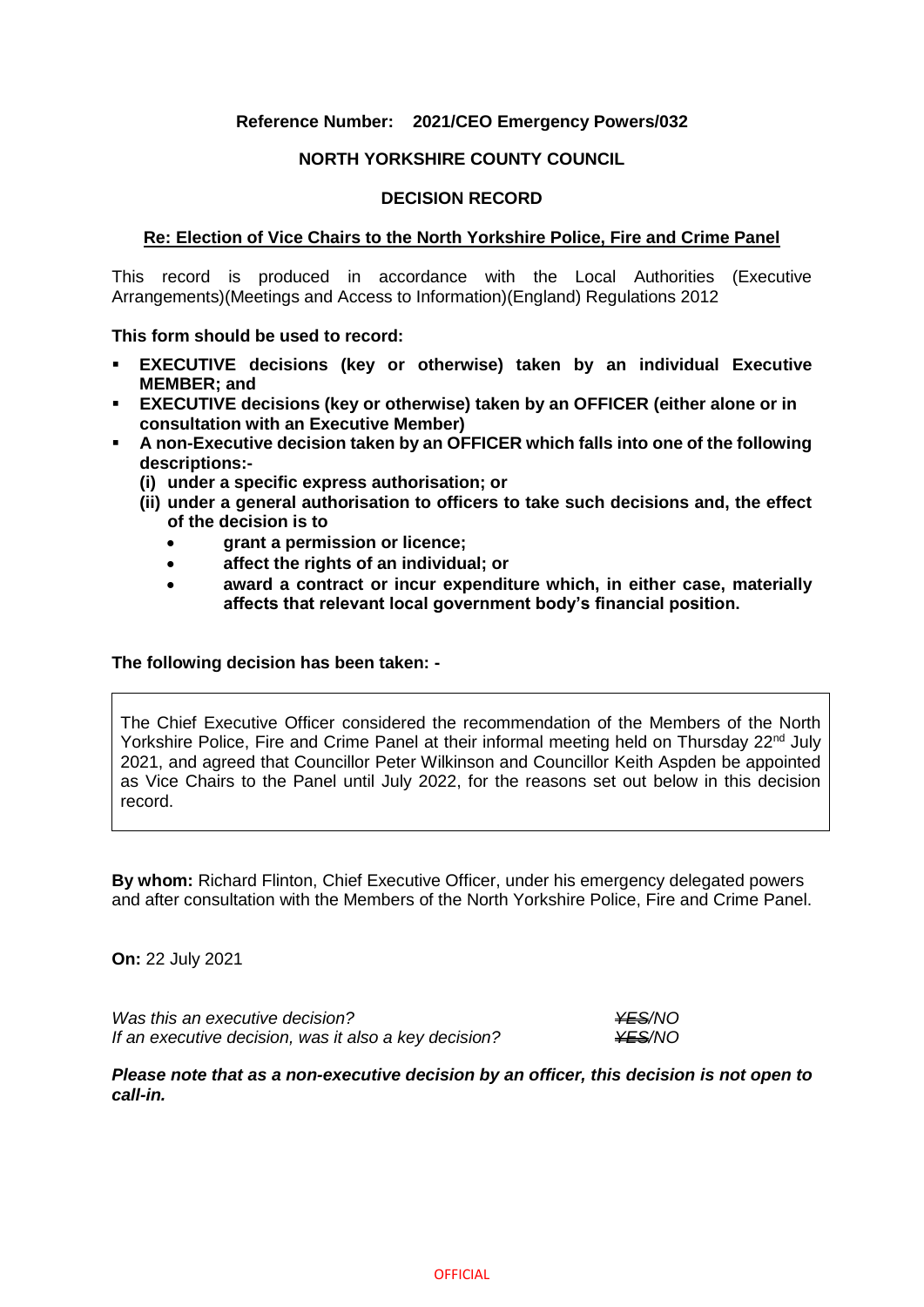**Reference Number: 2021/CEO Emergency Powers/032**

**NORTH YORKSHIRE COUNTY COUNCIL**

**DECISION RECORD**

**Re: Election of Vice Chairs to the North Yorkshire Police, Fire and Crime Panel**

This record is produced in accordance with the Local Authorities (Executive Arrangements)(Meetings and Access to Information)(England) Regulations 2012

**This form should be used to record:**

- **EXECUTIVE decisions (key or otherwise) taken by an individual Executive MEMBER; and**
- **EXECUTIVE decisions (key or otherwise) taken by an OFFICER (either alone or in consultation with an Executive Member)**
- **A non-Executive decision taken by an OFFICER which falls into one of the following descriptions:-**
  - **(i) under a specific express authorisation; or**
  - **(ii) under a general authorisation to officers to take such decisions and, the effect of the decision is to**
    - **grant a permission or licence;**
    - **affect the rights of an individual; or**
    - **award a contract or incur expenditure which, in either case, materially affects that relevant local government body's financial position.**

**The following decision has been taken: -**

> The Chief Executive Officer considered the recommendation of the Members of the North Yorkshire Police, Fire and Crime Panel at their informal meeting held on Thursday 22nd July 2021, and agreed that Councillor Peter Wilkinson and Councillor Keith Aspden be appointed as Vice Chairs to the Panel until July 2022, for the reasons set out below in this decision record.

**By whom:** Richard Flinton, Chief Executive Officer, under his emergency delegated powers and after consultation with the Members of the North Yorkshire Police, Fire and Crime Panel.

**On:** 22 July 2021

*Was this an executive decision?* *~~YES~~/NO*
*If an executive decision, was it also a key decision?* *~~YES~~/NO*

***Please note that as a non-executive decision by an officer, this decision is not open to call-in.***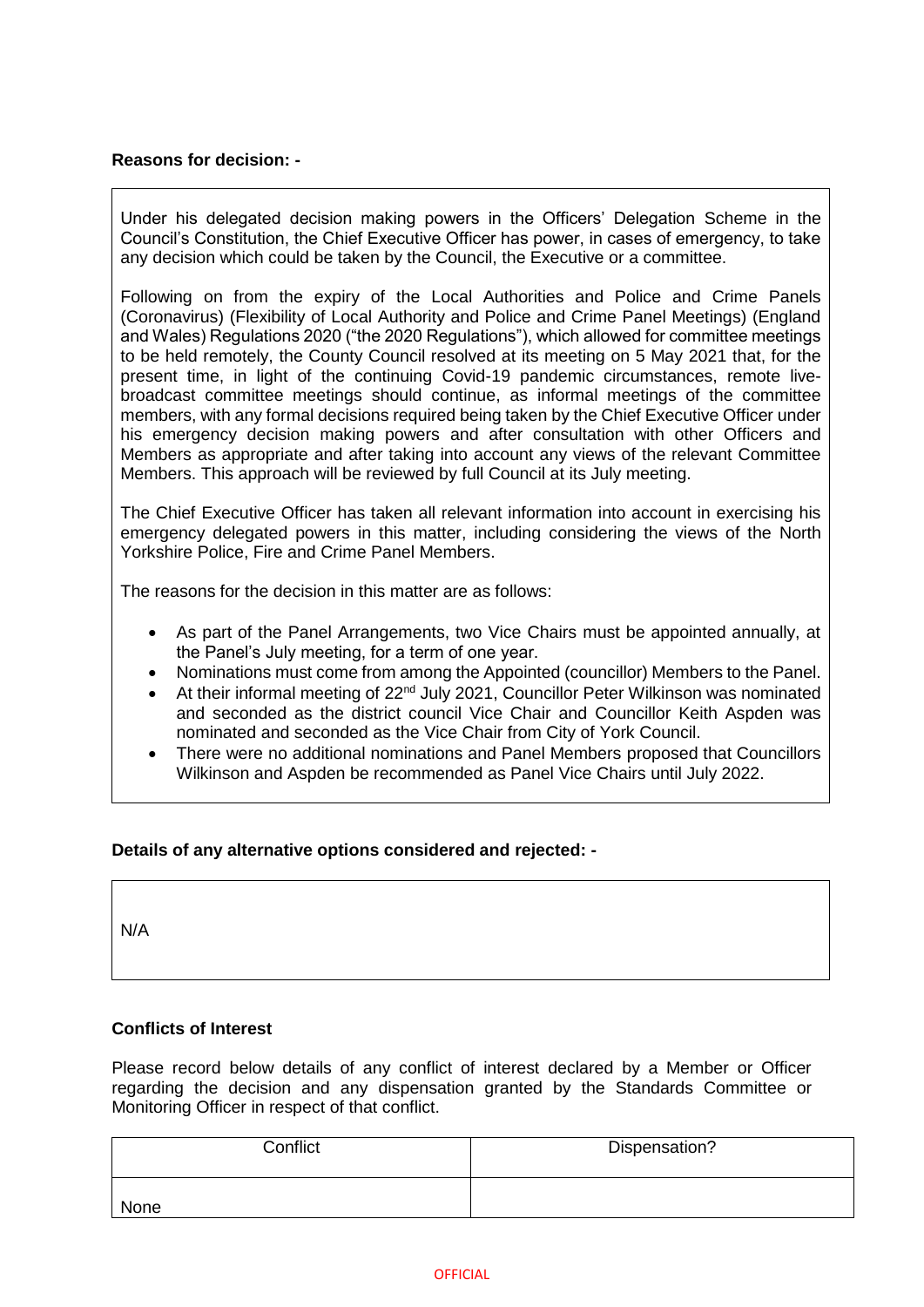**Reasons for decision: -**

Under his delegated decision making powers in the Officers' Delegation Scheme in the Council's Constitution, the Chief Executive Officer has power, in cases of emergency, to take any decision which could be taken by the Council, the Executive or a committee.

Following on from the expiry of the Local Authorities and Police and Crime Panels (Coronavirus) (Flexibility of Local Authority and Police and Crime Panel Meetings) (England and Wales) Regulations 2020 ("the 2020 Regulations"), which allowed for committee meetings to be held remotely, the County Council resolved at its meeting on 5 May 2021 that, for the present time, in light of the continuing Covid-19 pandemic circumstances, remote live-broadcast committee meetings should continue, as informal meetings of the committee members, with any formal decisions required being taken by the Chief Executive Officer under his emergency decision making powers and after consultation with other Officers and Members as appropriate and after taking into account any views of the relevant Committee Members. This approach will be reviewed by full Council at its July meeting.

The Chief Executive Officer has taken all relevant information into account in exercising his emergency delegated powers in this matter, including considering the views of the North Yorkshire Police, Fire and Crime Panel Members.

The reasons for the decision in this matter are as follows:

- As part of the Panel Arrangements, two Vice Chairs must be appointed annually, at the Panel's July meeting, for a term of one year.
- Nominations must come from among the Appointed (councillor) Members to the Panel.
- At their informal meeting of 22nd July 2021, Councillor Peter Wilkinson was nominated and seconded as the district council Vice Chair and Councillor Keith Aspden was nominated and seconded as the Vice Chair from City of York Council.
- There were no additional nominations and Panel Members proposed that Councillors Wilkinson and Aspden be recommended as Panel Vice Chairs until July 2022.

**Details of any alternative options considered and rejected: -**

N/A

**Conflicts of Interest**

Please record below details of any conflict of interest declared by a Member or Officer regarding the decision and any dispensation granted by the Standards Committee or Monitoring Officer in respect of that conflict.

| Conflict | Dispensation? |
| --- | --- |
| None | |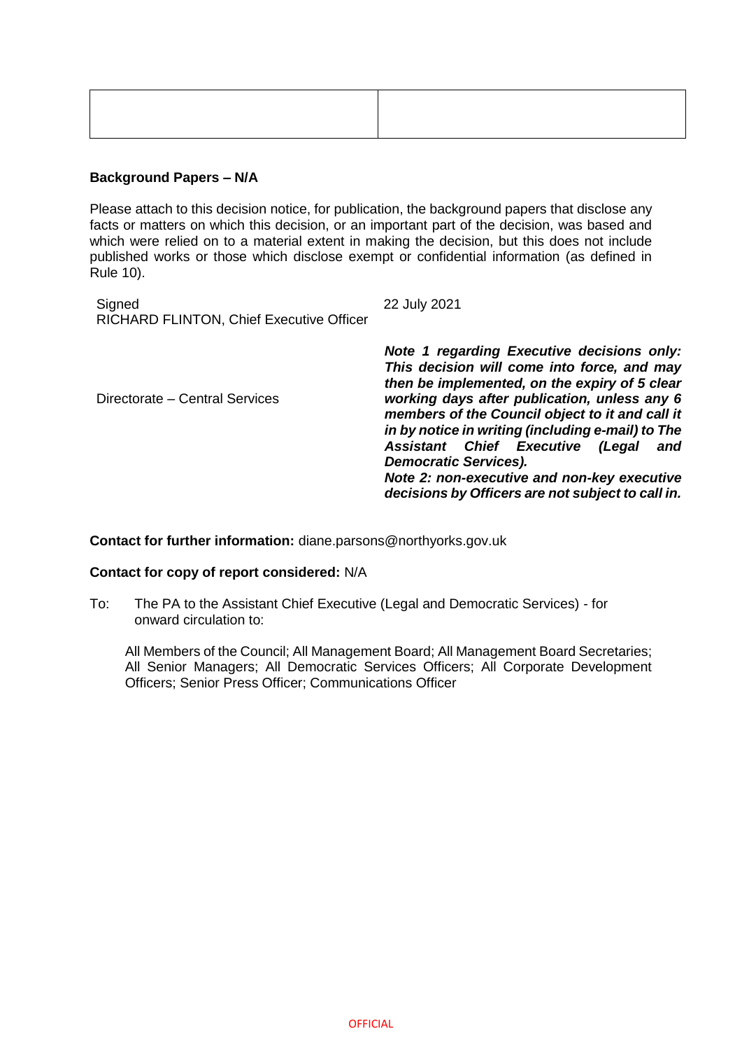| | |
|---|---|
| | |

**Background Papers – N/A**

Please attach to this decision notice, for publication, the background papers that disclose any facts or matters on which this decision, or an important part of the decision, was based and which were relied on to a material extent in making the decision, but this does not include published works or those which disclose exempt or confidential information (as defined in Rule 10).

| | |
|---|---|
| Signed<br>RICHARD FLINTON, Chief Executive Officer | 22 July 2021 |
| Directorate – Central Services | ***Note 1 regarding Executive decisions only: This decision will come into force, and may then be implemented, on the expiry of 5 clear working days after publication, unless any 6 members of the Council object to it and call it in by notice in writing (including e-mail) to The Assistant Chief Executive (Legal and Democratic Services).***<br>***Note 2: non-executive and non-key executive decisions by Officers are not subject to call in.*** |

**Contact for further information:** diane.parsons@northyorks.gov.uk

**Contact for copy of report considered:** N/A

To: The PA to the Assistant Chief Executive (Legal and Democratic Services) - for onward circulation to:

All Members of the Council; All Management Board; All Management Board Secretaries; All Senior Managers; All Democratic Services Officers; All Corporate Development Officers; Senior Press Officer; Communications Officer

OFFICIAL